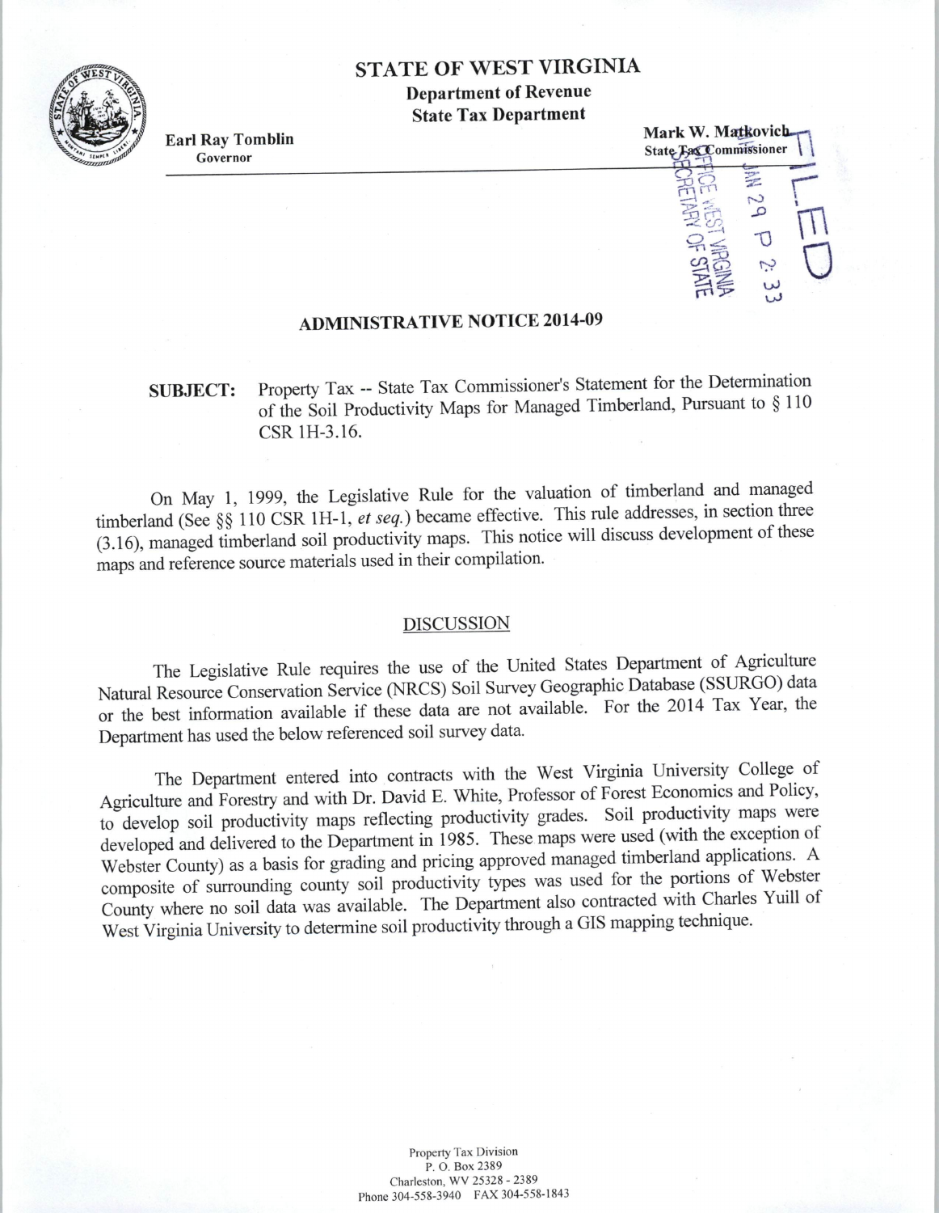# STATE OF WEST VIRGINIA

**Department of Revenue**

**State Tax Department**

**Earl Ray Tomblin**
Governor

**Mark W. Matkovich**
State Tax Commissioner

FILED

2014 JAN 29 P 2:33

OFFICE WEST VIRGINIA
SECRETARY OF STATE

## ADMINISTRATIVE NOTICE 2014-09

**SUBJECT:** Property Tax -- State Tax Commissioner's Statement for the Determination of the Soil Productivity Maps for Managed Timberland, Pursuant to § 110 CSR 1H-3.16.

On May 1, 1999, the Legislative Rule for the valuation of timberland and managed timberland (See §§ 110 CSR 1H-1, *et seq.*) became effective. This rule addresses, in section three (3.16), managed timberland soil productivity maps. This notice will discuss development of these maps and reference source materials used in their compilation.

### DISCUSSION

The Legislative Rule requires the use of the United States Department of Agriculture Natural Resource Conservation Service (NRCS) Soil Survey Geographic Database (SSURGO) data or the best information available if these data are not available. For the 2014 Tax Year, the Department has used the below referenced soil survey data.

The Department entered into contracts with the West Virginia University College of Agriculture and Forestry and with Dr. David E. White, Professor of Forest Economics and Policy, to develop soil productivity maps reflecting productivity grades. Soil productivity maps were developed and delivered to the Department in 1985. These maps were used (with the exception of Webster County) as a basis for grading and pricing approved managed timberland applications. A composite of surrounding county soil productivity types was used for the portions of Webster County where no soil data was available. The Department also contracted with Charles Yuill of West Virginia University to determine soil productivity through a GIS mapping technique.

Property Tax Division
P. O. Box 2389
Charleston, WV 25328 - 2389
Phone 304-558-3940 FAX 304-558-1843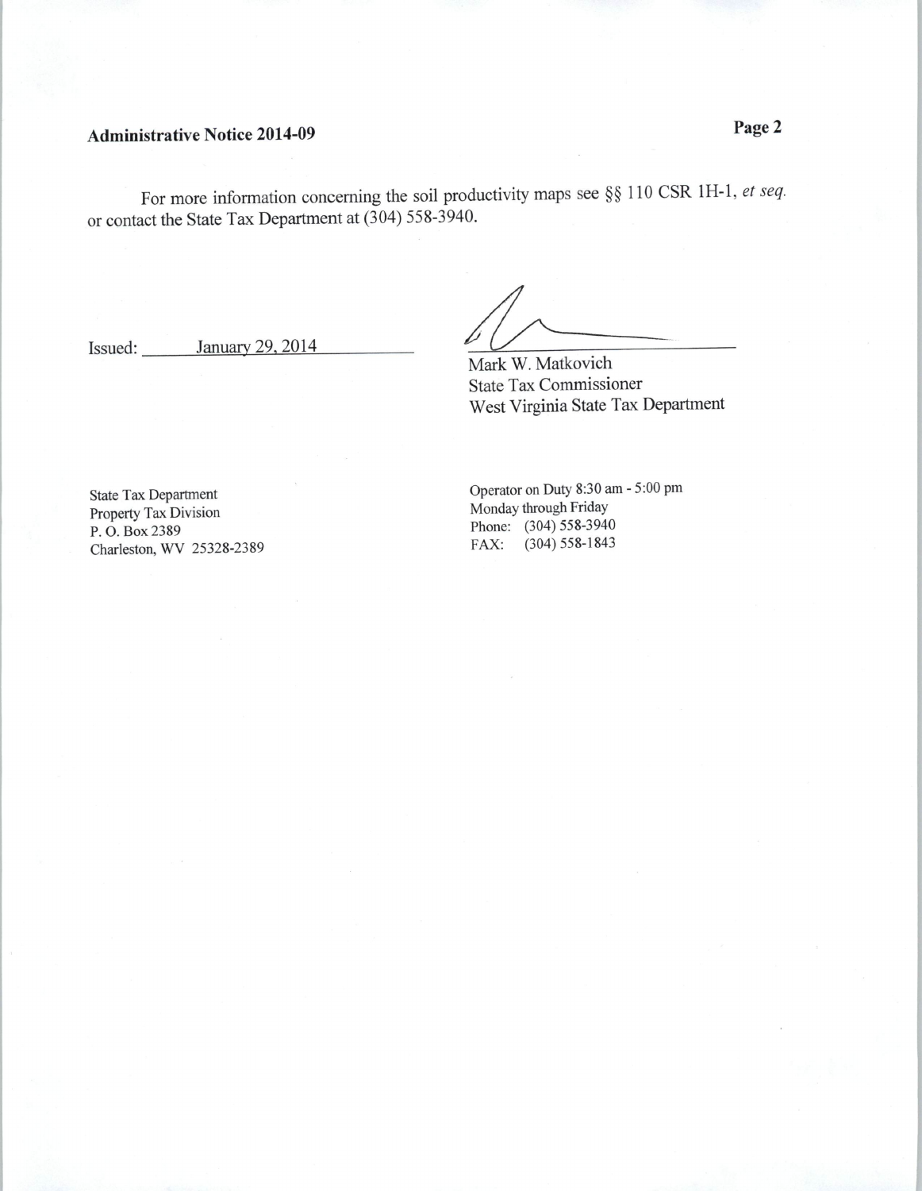For more information concerning the soil productivity maps see §§ 110 CSR 1H-1, *et seq.* or contact the State Tax Department at (304) 558-3940.

Issued: January 29, 2014

Mark W. Matkovich
State Tax Commissioner
West Virginia State Tax Department

State Tax Department
Property Tax Division
P. O. Box 2389
Charleston, WV 25328-2389

Operator on Duty 8:30 am - 5:00 pm
Monday through Friday
Phone: (304) 558-3940
FAX: (304) 558-1843